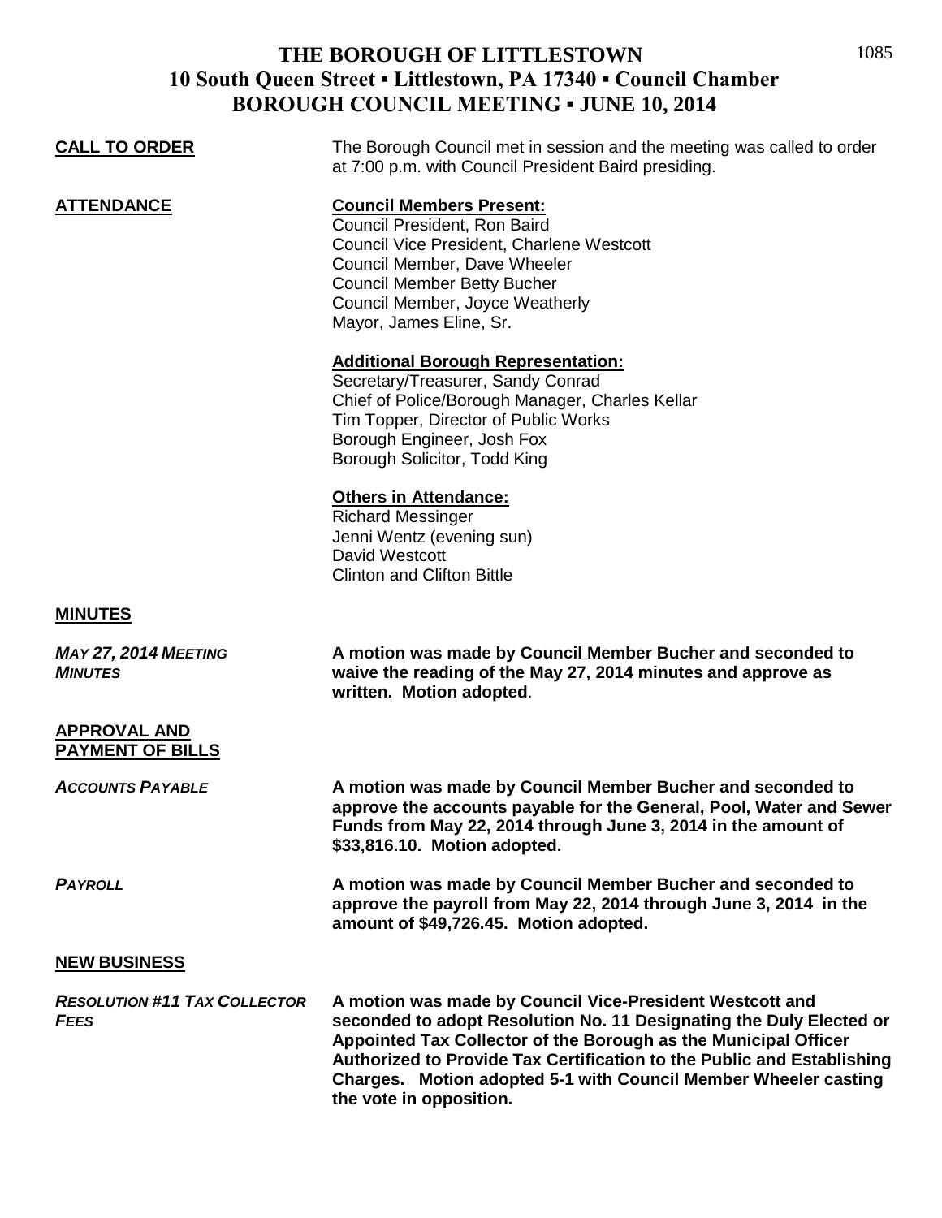# THE BOROUGH OF LITTLESTOWN
## 10 South Queen Street ▪ Littlestown, PA 17340 ▪ Council Chamber
## BOROUGH COUNCIL MEETING ▪ JUNE 10, 2014

**CALL TO ORDER**

The Borough Council met in session and the meeting was called to order at 7:00 p.m. with Council President Baird presiding.

**ATTENDANCE**

**Council Members Present:**
Council President, Ron Baird
Council Vice President, Charlene Westcott
Council Member, Dave Wheeler
Council Member Betty Bucher
Council Member, Joyce Weatherly
Mayor, James Eline, Sr.

**Additional Borough Representation:**
Secretary/Treasurer, Sandy Conrad
Chief of Police/Borough Manager, Charles Kellar
Tim Topper, Director of Public Works
Borough Engineer, Josh Fox
Borough Solicitor, Todd King

**Others in Attendance:**
Richard Messinger
Jenni Wentz (evening sun)
David Westcott
Clinton and Clifton Bittle

**MINUTES**

***MAY 27, 2014 MEETING MINUTES***

**A motion was made by Council Member Bucher and seconded to waive the reading of the May 27, 2014 minutes and approve as written. Motion adopted**.

**APPROVAL AND PAYMENT OF BILLS**

***ACCOUNTS PAYABLE***

**A motion was made by Council Member Bucher and seconded to approve the accounts payable for the General, Pool, Water and Sewer Funds from May 22, 2014 through June 3, 2014 in the amount of $33,816.10. Motion adopted.**

***PAYROLL***

**A motion was made by Council Member Bucher and seconded to approve the payroll from May 22, 2014 through June 3, 2014 in the amount of $49,726.45. Motion adopted.**

**NEW BUSINESS**

***RESOLUTION #11 TAX COLLECTOR FEES***

**A motion was made by Council Vice-President Westcott and seconded to adopt Resolution No. 11 Designating the Duly Elected or Appointed Tax Collector of the Borough as the Municipal Officer Authorized to Provide Tax Certification to the Public and Establishing Charges. Motion adopted 5-1 with Council Member Wheeler casting the vote in opposition.**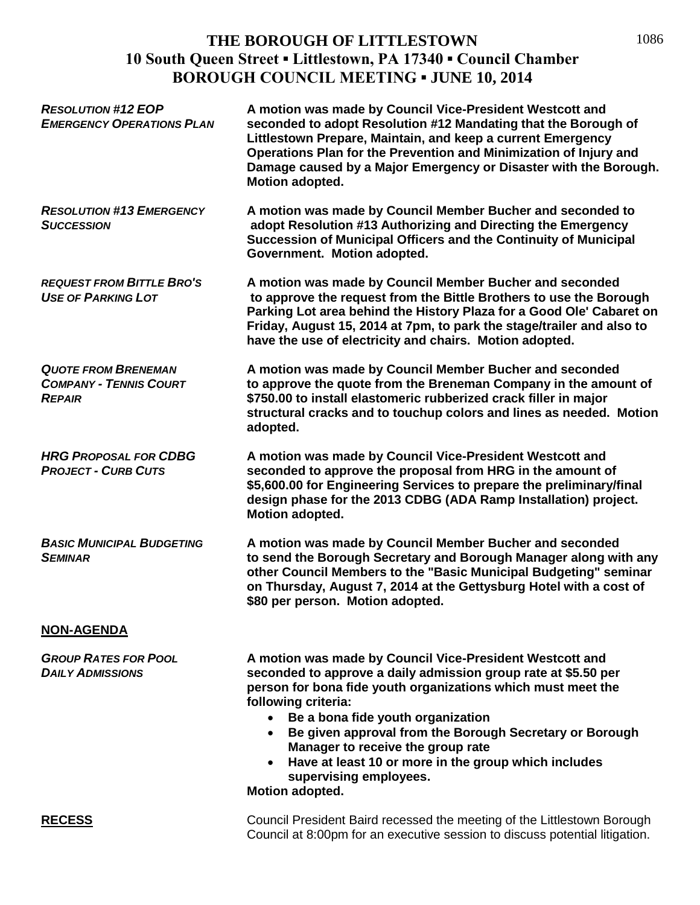# THE BOROUGH OF LITTLESTOWN
## 10 South Queen Street ▪ Littlestown, PA 17340 ▪ Council Chamber
## BOROUGH COUNCIL MEETING ▪ JUNE 10, 2014

***RESOLUTION #12 EOP EMERGENCY OPERATIONS PLAN***

**A motion was made by Council Vice-President Westcott and seconded to adopt Resolution #12 Mandating that the Borough of Littlestown Prepare, Maintain, and keep a current Emergency Operations Plan for the Prevention and Minimization of Injury and Damage caused by a Major Emergency or Disaster with the Borough. Motion adopted.**

***RESOLUTION #13 EMERGENCY SUCCESSION***

**A motion was made by Council Member Bucher and seconded to adopt Resolution #13 Authorizing and Directing the Emergency Succession of Municipal Officers and the Continuity of Municipal Government. Motion adopted.**

***REQUEST FROM BITTLE BRO'S USE OF PARKING LOT***

**A motion was made by Council Member Bucher and seconded to approve the request from the Bittle Brothers to use the Borough Parking Lot area behind the History Plaza for a Good Ole' Cabaret on Friday, August 15, 2014 at 7pm, to park the stage/trailer and also to have the use of electricity and chairs. Motion adopted.**

***QUOTE FROM BRENEMAN COMPANY - TENNIS COURT REPAIR***

**A motion was made by Council Member Bucher and seconded to approve the quote from the Breneman Company in the amount of $750.00 to install elastomeric rubberized crack filler in major structural cracks and to touchup colors and lines as needed. Motion adopted.**

***HRG PROPOSAL FOR CDBG PROJECT - CURB CUTS***

**A motion was made by Council Vice-President Westcott and seconded to approve the proposal from HRG in the amount of $5,600.00 for Engineering Services to prepare the preliminary/final design phase for the 2013 CDBG (ADA Ramp Installation) project. Motion adopted.**

***BASIC MUNICIPAL BUDGETING SEMINAR***

**A motion was made by Council Member Bucher and seconded to send the Borough Secretary and Borough Manager along with any other Council Members to the "Basic Municipal Budgeting" seminar on Thursday, August 7, 2014 at the Gettysburg Hotel with a cost of $80 per person. Motion adopted.**

**NON-AGENDA**

***GROUP RATES FOR POOL DAILY ADMISSIONS***

**A motion was made by Council Vice-President Westcott and seconded to approve a daily admission group rate at $5.50 per person for bona fide youth organizations which must meet the following criteria:**

- **Be a bona fide youth organization**
- **Be given approval from the Borough Secretary or Borough Manager to receive the group rate**
- **Have at least 10 or more in the group which includes supervising employees.**

**Motion adopted.**

**RECESS**

Council President Baird recessed the meeting of the Littlestown Borough Council at 8:00pm for an executive session to discuss potential litigation.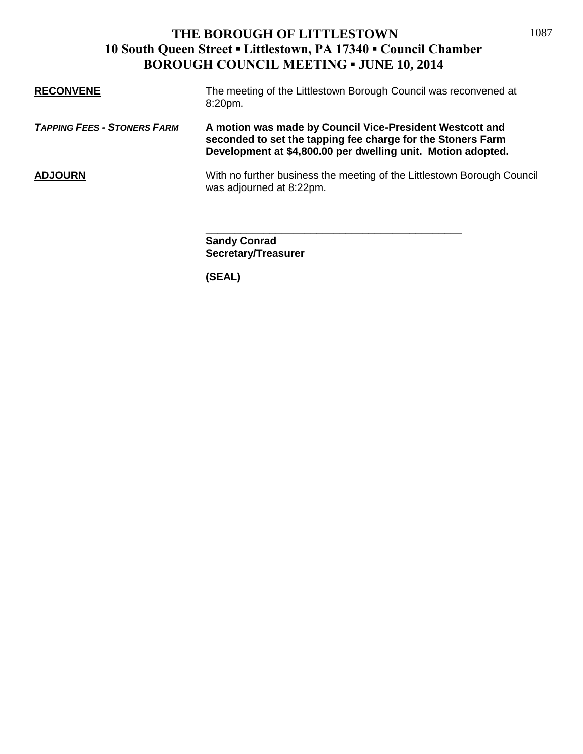# THE BOROUGH OF LITTLESTOWN
## 10 South Queen Street ▪ Littlestown, PA 17340 ▪ Council Chamber
## BOROUGH COUNCIL MEETING ▪ JUNE 10, 2014

**RECONVENE**

The meeting of the Littlestown Borough Council was reconvened at 8:20pm.

***TAPPING FEES - STONERS FARM***

**A motion was made by Council Vice-President Westcott and seconded to set the tapping fee charge for the Stoners Farm Development at $4,800.00 per dwelling unit. Motion adopted.**

**ADJOURN**

With no further business the meeting of the Littlestown Borough Council was adjourned at 8:22pm.

\_\_\_\_\_\_\_\_\_\_\_\_\_\_\_\_\_\_\_\_\_\_\_\_\_\_\_\_\_\_\_\_\_\_\_\_\_\_\_\_\_\_\_\_

**Sandy Conrad**
**Secretary/Treasurer**

**(SEAL)**